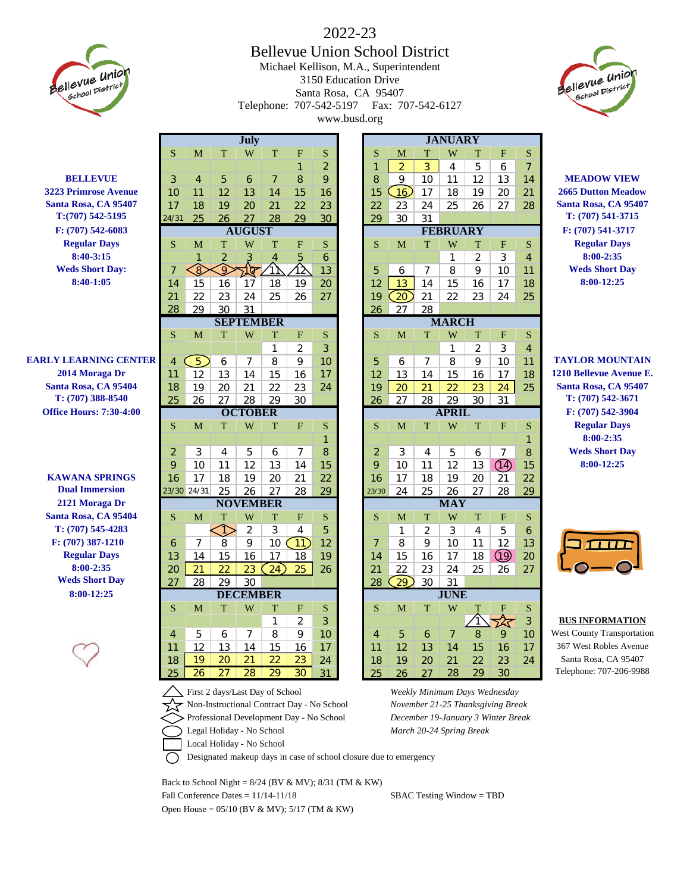# 2022-23

## Bellevue Union School District

Michael Kellison, M.A., Superintendent
3150 Education Drive
Santa Rosa, CA 95407
Telephone: 707-542-5197 Fax: 707-542-6127
www.busd.org

**BELLEVUE**
**3223 Primrose Avenue**
**Santa Rosa, CA 95407**
**T:(707) 542-5195**
**F: (707) 542-6083**
**Regular Days**
**8:40-3:15**
**Weds Short Day:**
**8:40-1:05**

**EARLY LEARNING CENTER**
**2014 Moraga Dr**
**Santa Rosa, CA 95404**
**T: (707) 388-8540**
**Office Hours: 7:30-4:00**

**KAWANA SPRINGS**
**Dual Immersion**
**2121 Moraga Dr**
**Santa Rosa, CA 95404**
**T: (707) 545-4283**
**F: (707) 387-1210**
**Regular Days**
**8:00-2:35**
**Weds Short Day**
**8:00-12:25**

**MEADOW VIEW**
**2665 Dutton Meadow**
**Santa Rosa, CA 95407**
**T: (707) 541-3715**
**F: (707) 541-3717**
**Regular Days**
**8:00-2:35**
**Weds Short Day**
**8:00-12:25**

**TAYLOR MOUNTAIN**
**1210 Bellevue Avenue E.**
**Santa Rosa, CA 95407**
**T: (707) 542-3671**
**F: (707) 542-3904**
**Regular Days**
**8:00-2:35**
**Weds Short Day**
**8:00-12:25**

### July

| S | M | T | W | T | F | S |
|---|---|---|---|---|---|---|
| | | | | | 1 | 2 |
| 3 | 4 | 5 | 6 | 7 | 8 | 9 |
| 10 | 11 | 12 | 13 | 14 | 15 | 16 |
| 17 | 18 | 19 | 20 | 21 | 22 | 23 |
| 24/31 | 25 | 26 | 27 | 28 | 29 | 30 |

### August

| S | M | T | W | T | F | S |
|---|---|---|---|---|---|---|
| | 1 | 2 | 3 | 4 | 5 | 6 |
| 7 | 8 | 9 | 10 | 11 | 12 | 13 |
| 14 | 15 | 16 | 17 | 18 | 19 | 20 |
| 21 | 22 | 23 | 24 | 25 | 26 | 27 |
| 28 | 29 | 30 | 31 | | | |

### September

| S | M | T | W | T | F | S |
|---|---|---|---|---|---|---|
| | | | | 1 | 2 | 3 |
| 4 | 5 | 6 | 7 | 8 | 9 | 10 |
| 11 | 12 | 13 | 14 | 15 | 16 | 17 |
| 18 | 19 | 20 | 21 | 22 | 23 | 24 |
| 25 | 26 | 27 | 28 | 29 | 30 | |

### October

| S | M | T | W | T | F | S |
|---|---|---|---|---|---|---|
| | | | | | | 1 |
| 2 | 3 | 4 | 5 | 6 | 7 | 8 |
| 9 | 10 | 11 | 12 | 13 | 14 | 15 |
| 16 | 17 | 18 | 19 | 20 | 21 | 22 |
| 23/30 | 24/31 | 25 | 26 | 27 | 28 | 29 |

### November

| S | M | T | W | T | F | S |
|---|---|---|---|---|---|---|
| | | 1 | 2 | 3 | 4 | 5 |
| 6 | 7 | 8 | 9 | 10 | 11 | 12 |
| 13 | 14 | 15 | 16 | 17 | 18 | 19 |
| 20 | 21 | 22 | 23 | 24 | 25 | 26 |
| 27 | 28 | 29 | 30 | | | |

### December

| S | M | T | W | T | F | S |
|---|---|---|---|---|---|---|
| | | | | 1 | 2 | 3 |
| 4 | 5 | 6 | 7 | 8 | 9 | 10 |
| 11 | 12 | 13 | 14 | 15 | 16 | 17 |
| 18 | 19 | 20 | 21 | 22 | 23 | 24 |
| 25 | 26 | 27 | 28 | 29 | 30 | 31 |

### January

| S | M | T | W | T | F | S |
|---|---|---|---|---|---|---|
| 1 | 2 | 3 | 4 | 5 | 6 | 7 |
| 8 | 9 | 10 | 11 | 12 | 13 | 14 |
| 15 | 16 | 17 | 18 | 19 | 20 | 21 |
| 22 | 23 | 24 | 25 | 26 | 27 | 28 |
| 29 | 30 | 31 | | | | |

### February

| S | M | T | W | T | F | S |
|---|---|---|---|---|---|---|
| | | | 1 | 2 | 3 | 4 |
| 5 | 6 | 7 | 8 | 9 | 10 | 11 |
| 12 | 13 | 14 | 15 | 16 | 17 | 18 |
| 19 | 20 | 21 | 22 | 23 | 24 | 25 |
| 26 | 27 | 28 | | | | |

### March

| S | M | T | W | T | F | S |
|---|---|---|---|---|---|---|
| | | | 1 | 2 | 3 | 4 |
| 5 | 6 | 7 | 8 | 9 | 10 | 11 |
| 12 | 13 | 14 | 15 | 16 | 17 | 18 |
| 19 | 20 | 21 | 22 | 23 | 24 | 25 |
| 26 | 27 | 28 | 29 | 30 | 31 | |

### April

| S | M | T | W | T | F | S |
|---|---|---|---|---|---|---|
| | | | | | | 1 |
| 2 | 3 | 4 | 5 | 6 | 7 | 8 |
| 9 | 10 | 11 | 12 | 13 | 14 | 15 |
| 16 | 17 | 18 | 19 | 20 | 21 | 22 |
| 23/30 | 24 | 25 | 26 | 27 | 28 | 29 |

### May

| S | M | T | W | T | F | S |
|---|---|---|---|---|---|---|
| | 1 | 2 | 3 | 4 | 5 | 6 |
| 7 | 8 | 9 | 10 | 11 | 12 | 13 |
| 14 | 15 | 16 | 17 | 18 | 19 | 20 |
| 21 | 22 | 23 | 24 | 25 | 26 | 27 |
| 28 | 29 | 30 | 31 | | | |

### June

| S | M | T | W | T | F | S |
|---|---|---|---|---|---|---|
| | | | | 1 | 2 | 3 |
| 4 | 5 | 6 | 7 | 8 | 9 | 10 |
| 11 | 12 | 13 | 14 | 15 | 16 | 17 |
| 18 | 19 | 20 | 21 | 22 | 23 | 24 |
| 25 | 26 | 27 | 28 | 29 | 30 | |

**BUS INFORMATION**
West County Transportation
367 West Robles Avenue
Santa Rosa, CA 95407
Telephone: 707-206-9988

- △ First 2 days/Last Day of School
- ☆ Non-Instructional Contract Day - No School
- ◇ Professional Development Day - No School
- ⬭ Legal Holiday - No School
- □ Local Holiday - No School
- ○ Designated makeup days in case of school closure due to emergency

*Weekly Minimum Days Wednesday*
*November 21-25 Thanksgiving Break*
*December 19-January 3 Winter Break*
*March 20-24 Spring Break*

Back to School Night = 8/24 (BV & MV); 8/31 (TM & KW)
Fall Conference Dates = 11/14-11/18
Open House = 05/10 (BV & MV); 5/17 (TM & KW)

SBAC Testing Window = TBD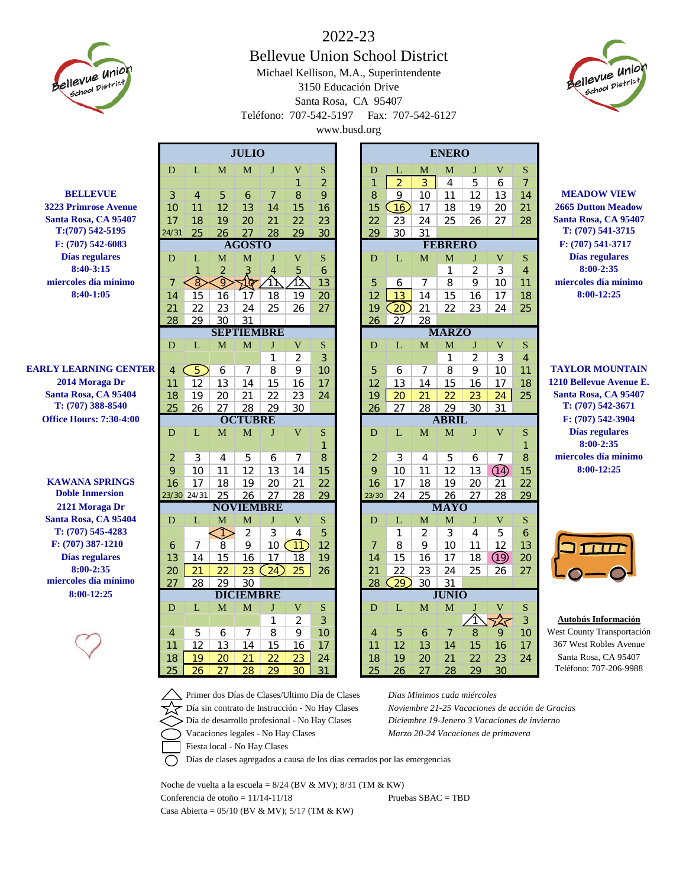# 2022-23

## Bellevue Union School District

Michael Kellison, M.A., Superintendente
3150 Educación Drive
Santa Rosa, CA 95407
Teléfono: 707-542-5197 Fax: 707-542-6127
www.busd.org

**BELLEVUE**
3223 Primrose Avenue
Santa Rosa, CA 95407
T:(707) 542-5195
F: (707) 542-6083
Días regulares
8:40-3:15
miercoles día mínimo
8:40-1:05

**EARLY LEARNING CENTER**
2014 Moraga Dr
Santa Rosa, CA 95404
T: (707) 388-8540
Office Hours: 7:30-4:00

**KAWANA SPRINGS**
Doble Inmersion
2121 Moraga Dr
Santa Rosa, CA 95404
T: (707) 545-4283
F: (707) 387-1210
Días regulares
8:00-2:35
miercoles día mínimo
8:00-12:25

**MEADOW VIEW**
2665 Dutton Meadow
Santa Rosa, CA 95407
T: (707) 541-3715
F: (707) 541-3717
Días regulares
8:00-2:35
miercoles día mínimo
8:00-12:25

**TAYLOR MOUNTAIN**
1210 Bellevue Avenue E.
Santa Rosa, CA 95407
T: (707) 542-3671
F: (707) 542-3904
Días regulares
8:00-2:35
miercoles día mínimo
8:00-12:25

### JULIO

| D | L | M | M | J | V | S |
|---|---|---|---|---|---|---|
| | | | | | 1 | 2 |
| 3 | 4 | 5 | 6 | 7 | 8 | 9 |
| 10 | 11 | 12 | 13 | 14 | 15 | 16 |
| 17 | 18 | 19 | 20 | 21 | 22 | 23 |
| 24/31 | 25 | 26 | 27 | 28 | 29 | 30 |

### AGOSTO

| D | L | M | M | J | V | S |
|---|---|---|---|---|---|---|
| | 1 | 2 | 3 | 4 | 5 | 6 |
| 7 | 8 | 9 | 10 | 11 | 12 | 13 |
| 14 | 15 | 16 | 17 | 18 | 19 | 20 |
| 21 | 22 | 23 | 24 | 25 | 26 | 27 |
| 28 | 29 | 30 | 31 | | | |

### SEPTIEMBRE

| D | L | M | M | J | V | S |
|---|---|---|---|---|---|---|
| | | | | 1 | 2 | 3 |
| 4 | 5 | 6 | 7 | 8 | 9 | 10 |
| 11 | 12 | 13 | 14 | 15 | 16 | 17 |
| 18 | 19 | 20 | 21 | 22 | 23 | 24 |
| 25 | 26 | 27 | 28 | 29 | 30 | |

### OCTUBRE

| D | L | M | M | J | V | S |
|---|---|---|---|---|---|---|
| | | | | | | 1 |
| 2 | 3 | 4 | 5 | 6 | 7 | 8 |
| 9 | 10 | 11 | 12 | 13 | 14 | 15 |
| 16 | 17 | 18 | 19 | 20 | 21 | 22 |
| 23/30 | 24/31 | 25 | 26 | 27 | 28 | 29 |

### NOVIEMBRE

| D | L | M | M | J | V | S |
|---|---|---|---|---|---|---|
| | | 1 | 2 | 3 | 4 | 5 |
| 6 | 7 | 8 | 9 | 10 | 11 | 12 |
| 13 | 14 | 15 | 16 | 17 | 18 | 19 |
| 20 | 21 | 22 | 23 | 24 | 25 | 26 |
| 27 | 28 | 29 | 30 | | | |

### DICIEMBRE

| D | L | M | M | J | V | S |
|---|---|---|---|---|---|---|
| | | | | 1 | 2 | 3 |
| 4 | 5 | 6 | 7 | 8 | 9 | 10 |
| 11 | 12 | 13 | 14 | 15 | 16 | 17 |
| 18 | 19 | 20 | 21 | 22 | 23 | 24 |
| 25 | 26 | 27 | 28 | 29 | 30 | 31 |

### ENERO

| D | L | M | M | J | V | S |
|---|---|---|---|---|---|---|
| 1 | 2 | 3 | 4 | 5 | 6 | 7 |
| 8 | 9 | 10 | 11 | 12 | 13 | 14 |
| 15 | 16 | 17 | 18 | 19 | 20 | 21 |
| 22 | 23 | 24 | 25 | 26 | 27 | 28 |
| 29 | 30 | 31 | | | | |

### FEBRERO

| D | L | M | M | J | V | S |
|---|---|---|---|---|---|---|
| | | | 1 | 2 | 3 | 4 |
| 5 | 6 | 7 | 8 | 9 | 10 | 11 |
| 12 | 13 | 14 | 15 | 16 | 17 | 18 |
| 19 | 20 | 21 | 22 | 23 | 24 | 25 |
| 26 | 27 | 28 | | | | |

### MARZO

| D | L | M | M | J | V | S |
|---|---|---|---|---|---|---|
| | | | 1 | 2 | 3 | 4 |
| 5 | 6 | 7 | 8 | 9 | 10 | 11 |
| 12 | 13 | 14 | 15 | 16 | 17 | 18 |
| 19 | 20 | 21 | 22 | 23 | 24 | 25 |
| 26 | 27 | 28 | 29 | 30 | 31 | |

### ABRIL

| D | L | M | M | J | V | S |
|---|---|---|---|---|---|---|
| | | | | | | 1 |
| 2 | 3 | 4 | 5 | 6 | 7 | 8 |
| 9 | 10 | 11 | 12 | 13 | 14 | 15 |
| 16 | 17 | 18 | 19 | 20 | 21 | 22 |
| 23/30 | 24 | 25 | 26 | 27 | 28 | 29 |

### MAYO

| D | L | M | M | J | V | S |
|---|---|---|---|---|---|---|
| | 1 | 2 | 3 | 4 | 5 | 6 |
| 7 | 8 | 9 | 10 | 11 | 12 | 13 |
| 14 | 15 | 16 | 17 | 18 | 19 | 20 |
| 21 | 22 | 23 | 24 | 25 | 26 | 27 |
| 28 | 29 | 30 | 31 | | | |

### JUNIO

| D | L | M | M | J | V | S |
|---|---|---|---|---|---|---|
| | | | | 1 | 2 | 3 |
| 4 | 5 | 6 | 7 | 8 | 9 | 10 |
| 11 | 12 | 13 | 14 | 15 | 16 | 17 |
| 18 | 19 | 20 | 21 | 22 | 23 | 24 |
| 25 | 26 | 27 | 28 | 29 | 30 | |

**Autobús Información**
West County Transportación
367 West Robles Avenue
Santa Rosa, CA 95407
Teléfono: 707-206-9988

- △ Primer dos Días de Clases/Ultimo Día de Clases
- ☆ Día sin contrato de Instrucción - No Hay Clases
- ◇ Día de desarrollo profesional - No Hay Clases
- ⬭ Vacaciones legales - No Hay Clases
- ▭ Fiesta local - No Hay Clases
- ○ Días de clases agregados a causa de los dias cerrados por las emergencias

*Dias Minimos cada miércoles*
*Noviembre 21-25 Vacaciones de acción de Gracias*
*Diciembre 19-Jenero 3 Vacaciones de invierno*
*Marzo 20-24 Vacaciones de primavera*

Noche de vuelta a la escuela = 8/24 (BV & MV); 8/31 (TM & KW)
Conferencia de otoño = 11/14-11/18
Casa Abierta = 05/10 (BV & MV); 5/17 (TM & KW)

Pruebas SBAC = TBD